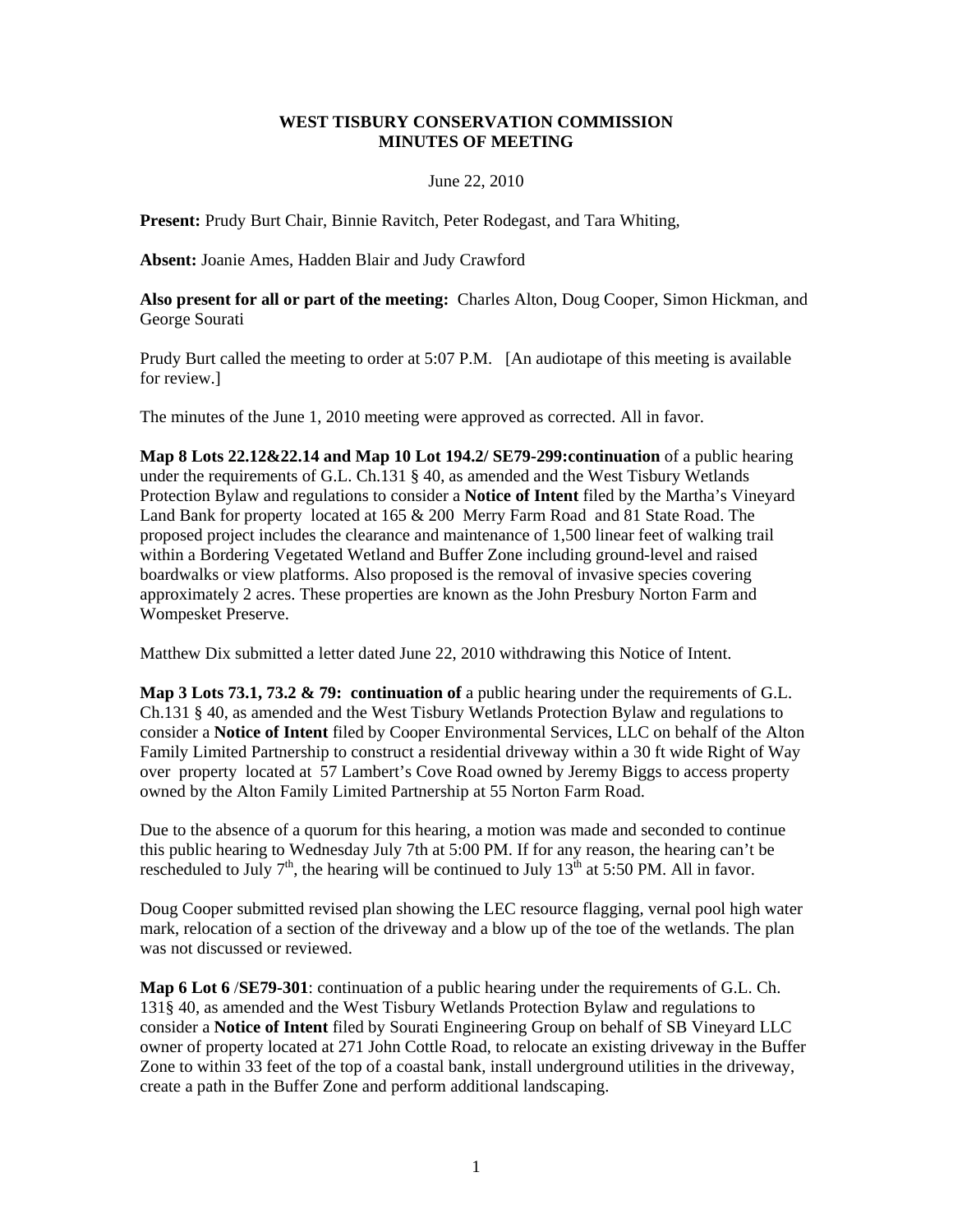**WEST TISBURY CONSERVATION COMMISSION**
**MINUTES OF MEETING**

June 22, 2010

**Present:** Prudy Burt Chair, Binnie Ravitch, Peter Rodegast, and Tara Whiting,

**Absent:** Joanie Ames, Hadden Blair and Judy Crawford

**Also present for all or part of the meeting:** Charles Alton, Doug Cooper, Simon Hickman, and George Sourati

Prudy Burt called the meeting to order at 5:07 P.M. [An audiotape of this meeting is available for review.]

The minutes of the June 1, 2010 meeting were approved as corrected. All in favor.

**Map 8 Lots 22.12&22.14 and Map 10 Lot 194.2/ SE79-299:continuation** of a public hearing under the requirements of G.L. Ch.131 § 40, as amended and the West Tisbury Wetlands Protection Bylaw and regulations to consider a **Notice of Intent** filed by the Martha's Vineyard Land Bank for property located at 165 & 200 Merry Farm Road and 81 State Road. The proposed project includes the clearance and maintenance of 1,500 linear feet of walking trail within a Bordering Vegetated Wetland and Buffer Zone including ground-level and raised boardwalks or view platforms. Also proposed is the removal of invasive species covering approximately 2 acres. These properties are known as the John Presbury Norton Farm and Wompesket Preserve.

Matthew Dix submitted a letter dated June 22, 2010 withdrawing this Notice of Intent.

**Map 3 Lots 73.1, 73.2 & 79: continuation of** a public hearing under the requirements of G.L. Ch.131 § 40, as amended and the West Tisbury Wetlands Protection Bylaw and regulations to consider a **Notice of Intent** filed by Cooper Environmental Services, LLC on behalf of the Alton Family Limited Partnership to construct a residential driveway within a 30 ft wide Right of Way over property located at 57 Lambert's Cove Road owned by Jeremy Biggs to access property owned by the Alton Family Limited Partnership at 55 Norton Farm Road.

Due to the absence of a quorum for this hearing, a motion was made and seconded to continue this public hearing to Wednesday July 7th at 5:00 PM. If for any reason, the hearing can't be rescheduled to July 7th, the hearing will be continued to July 13th at 5:50 PM. All in favor.

Doug Cooper submitted revised plan showing the LEC resource flagging, vernal pool high water mark, relocation of a section of the driveway and a blow up of the toe of the wetlands. The plan was not discussed or reviewed.

**Map 6 Lot 6** /**SE79-301**: continuation of a public hearing under the requirements of G.L. Ch. 131§ 40, as amended and the West Tisbury Wetlands Protection Bylaw and regulations to consider a **Notice of Intent** filed by Sourati Engineering Group on behalf of SB Vineyard LLC owner of property located at 271 John Cottle Road, to relocate an existing driveway in the Buffer Zone to within 33 feet of the top of a coastal bank, install underground utilities in the driveway, create a path in the Buffer Zone and perform additional landscaping.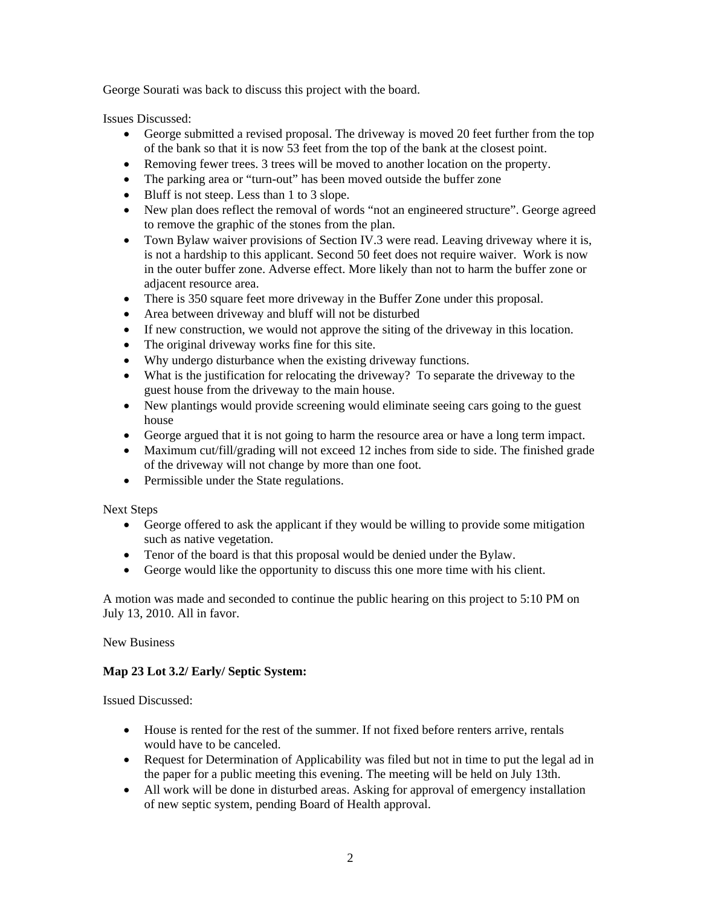George Sourati was back to discuss this project with the board.

Issues Discussed:

- George submitted a revised proposal. The driveway is moved 20 feet further from the top of the bank so that it is now 53 feet from the top of the bank at the closest point.
- Removing fewer trees. 3 trees will be moved to another location on the property.
- The parking area or "turn-out" has been moved outside the buffer zone
- Bluff is not steep. Less than 1 to 3 slope.
- New plan does reflect the removal of words "not an engineered structure". George agreed to remove the graphic of the stones from the plan.
- Town Bylaw waiver provisions of Section IV.3 were read. Leaving driveway where it is, is not a hardship to this applicant. Second 50 feet does not require waiver. Work is now in the outer buffer zone. Adverse effect. More likely than not to harm the buffer zone or adjacent resource area.
- There is 350 square feet more driveway in the Buffer Zone under this proposal.
- Area between driveway and bluff will not be disturbed
- If new construction, we would not approve the siting of the driveway in this location.
- The original driveway works fine for this site.
- Why undergo disturbance when the existing driveway functions.
- What is the justification for relocating the driveway? To separate the driveway to the guest house from the driveway to the main house.
- New plantings would provide screening would eliminate seeing cars going to the guest house
- George argued that it is not going to harm the resource area or have a long term impact.
- Maximum cut/fill/grading will not exceed 12 inches from side to side. The finished grade of the driveway will not change by more than one foot.
- Permissible under the State regulations.

Next Steps

- George offered to ask the applicant if they would be willing to provide some mitigation such as native vegetation.
- Tenor of the board is that this proposal would be denied under the Bylaw.
- George would like the opportunity to discuss this one more time with his client.

A motion was made and seconded to continue the public hearing on this project to 5:10 PM on July 13, 2010. All in favor.

New Business

**Map 23 Lot 3.2/ Early/ Septic System:**

Issued Discussed:

- House is rented for the rest of the summer. If not fixed before renters arrive, rentals would have to be canceled.
- Request for Determination of Applicability was filed but not in time to put the legal ad in the paper for a public meeting this evening. The meeting will be held on July 13th.
- All work will be done in disturbed areas. Asking for approval of emergency installation of new septic system, pending Board of Health approval.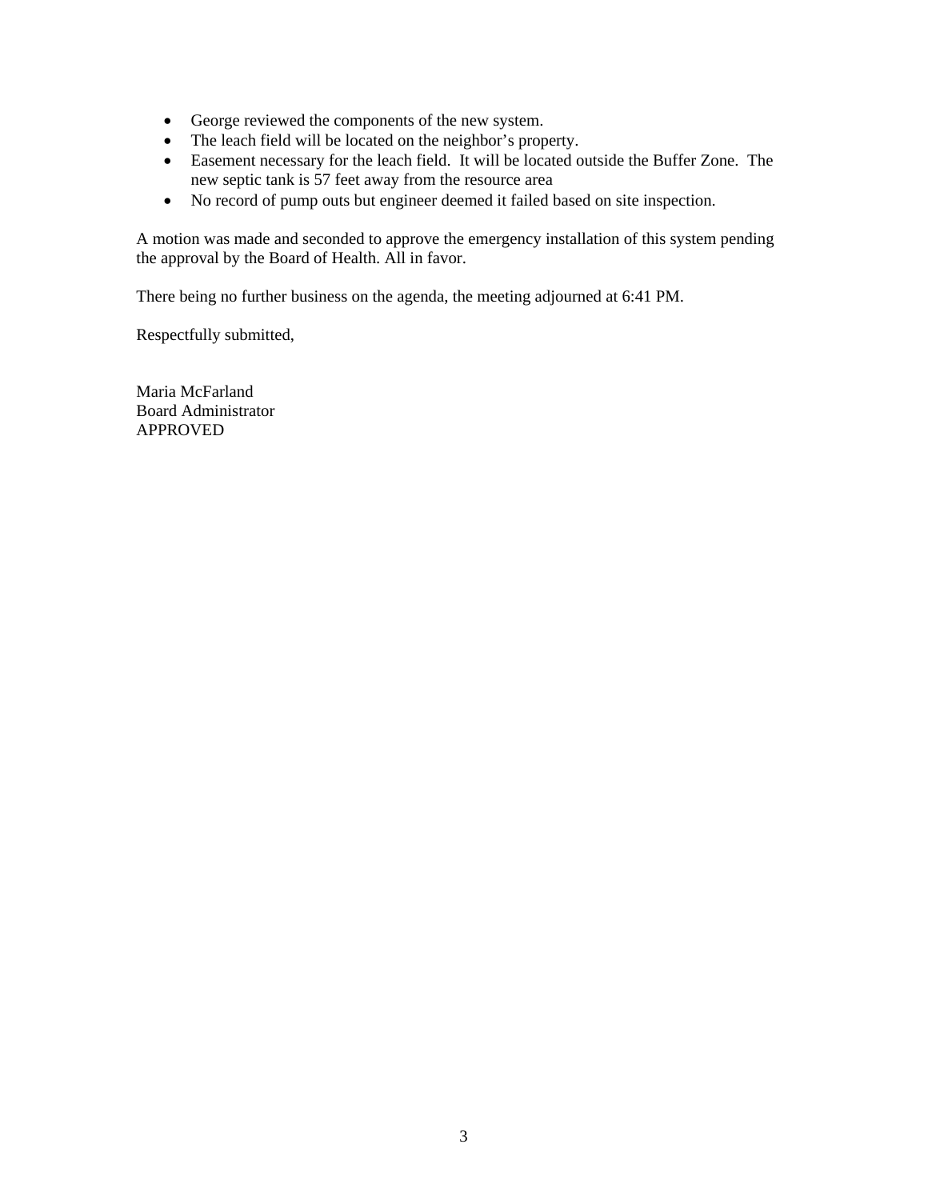- George reviewed the components of the new system.
- The leach field will be located on the neighbor's property.
- Easement necessary for the leach field. It will be located outside the Buffer Zone. The new septic tank is 57 feet away from the resource area
- No record of pump outs but engineer deemed it failed based on site inspection.

A motion was made and seconded to approve the emergency installation of this system pending the approval by the Board of Health. All in favor.

There being no further business on the agenda, the meeting adjourned at 6:41 PM.

Respectfully submitted,

Maria McFarland
Board Administrator
APPROVED